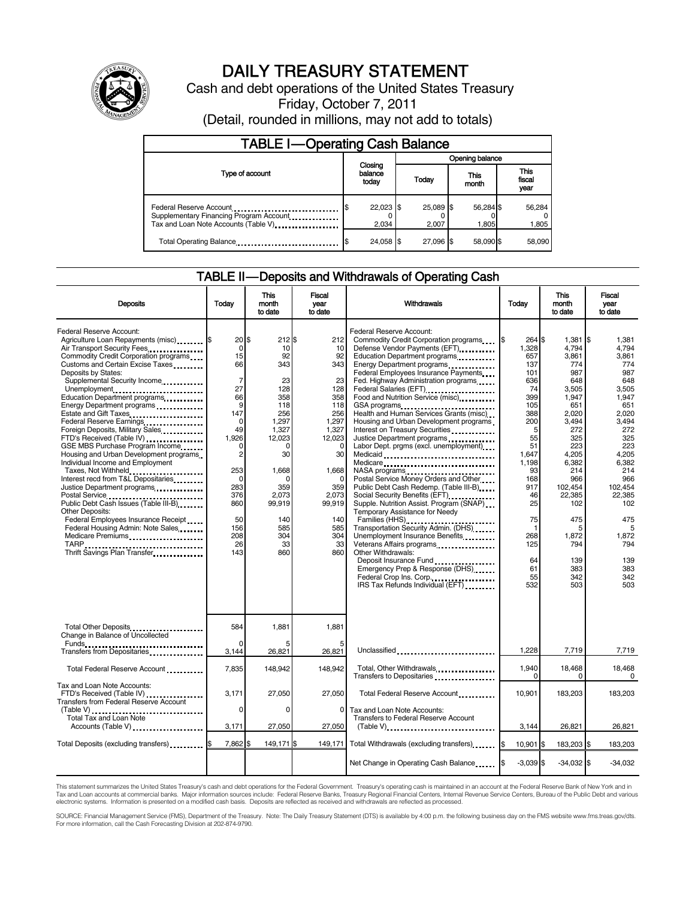# DAILY TREASURY STATEMENT

Cash and debt operations of the United States Treasury

Friday, October 7, 2011

(Detail, rounded in millions, may not add to totals)

## TABLE I—Operating Cash Balance

| Type of account | Closing balance today | Opening balance Today | Opening balance This month | Opening balance This fiscal year |
|---|---|---|---|---|
| Federal Reserve Account | $ 22,023 | $ 25,089 | $ 56,284 | $ 56,284 |
| Supplementary Financing Program Account | 0 | 0 | 0 | 0 |
| Tax and Loan Note Accounts (Table V) | 2,034 | 2,007 | 1,805 | 1,805 |
| Total Operating Balance | $ 24,058 | $ 27,096 | $ 58,090 | $ 58,090 |

## TABLE II—Deposits and Withdrawals of Operating Cash

| Deposits | Today | This month to date | Fiscal year to date |
|---|---|---|---|
| Federal Reserve Account: | | | |
| Agriculture Loan Repayments (misc) | $ 20 | $ 212 | $ 212 |
| Air Transport Security Fees | 0 | 10 | 10 |
| Commodity Credit Corporation programs | 15 | 92 | 92 |
| Customs and Certain Excise Taxes | 66 | 343 | 343 |
| Deposits by States: | | | |
| Supplemental Security Income | 7 | 23 | 23 |
| Unemployment | 27 | 128 | 128 |
| Education Department programs | 66 | 358 | 358 |
| Energy Department programs | 9 | 118 | 118 |
| Estate and Gift Taxes | 147 | 256 | 256 |
| Federal Reserve Earnings | 0 | 1,297 | 1,297 |
| Foreign Deposits, Military Sales | 49 | 1,327 | 1,327 |
| FTD's Received (Table IV) | 1,926 | 12,023 | 12,023 |
| GSE MBS Purchase Program Income | 0 | 0 | 0 |
| Housing and Urban Development programs | 2 | 30 | 30 |
| Individual Income and Employment Taxes, Not Withheld | 253 | 1,668 | 1,668 |
| Interest recd from T&L Depositaries | 0 | 0 | 0 |
| Justice Department programs | 283 | 359 | 359 |
| Postal Service | 376 | 2,073 | 2,073 |
| Public Debt Cash Issues (Table III-B) | 860 | 99,919 | 99,919 |
| Other Deposits: | | | |
| Federal Employees Insurance Receipt | 50 | 140 | 140 |
| Federal Housing Admin: Note Sales | 156 | 585 | 585 |
| Medicare Premiums | 208 | 304 | 304 |
| TARP | 26 | 33 | 33 |
| Thrift Savings Plan Transfer | 143 | 860 | 860 |
| Total Other Deposits | 584 | 1,881 | 1,881 |
| Change in Balance of Uncollected Funds | 0 | 5 | 5 |
| Transfers from Depositaries | 3,144 | 26,821 | 26,821 |
| Total Federal Reserve Account | 7,835 | 148,942 | 148,942 |
| Tax and Loan Note Accounts: | | | |
| FTD's Received (Table IV) | 3,171 | 27,050 | 27,050 |
| Transfers from Federal Reserve Account (Table V) | 0 | 0 | 0 |
| Total Tax and Loan Note Accounts (Table V) | 3,171 | 27,050 | 27,050 |
| Total Deposits (excluding transfers) | $ 7,862 | $ 149,171 | $ 149,171 |

| Withdrawals | Today | This month to date | Fiscal year to date |
|---|---|---|---|
| Federal Reserve Account: | | | |
| Commodity Credit Corporation programs | $ 264 | $ 1,381 | $ 1,381 |
| Defense Vendor Payments (EFT) | 1,328 | 4,794 | 4,794 |
| Education Department programs | 657 | 3,861 | 3,861 |
| Energy Department programs | 137 | 774 | 774 |
| Federal Employees Insurance Payments | 101 | 987 | 987 |
| Fed. Highway Administration programs | 636 | 648 | 648 |
| Federal Salaries (EFT) | 74 | 3,505 | 3,505 |
| Food and Nutrition Service (misc) | 399 | 1,947 | 1,947 |
| GSA programs | 105 | 651 | 651 |
| Health and Human Services Grants (misc) | 388 | 2,020 | 2,020 |
| Housing and Urban Development programs | 200 | 3,494 | 3,494 |
| Interest on Treasury Securities | 5 | 272 | 272 |
| Justice Department programs | 55 | 325 | 325 |
| Labor Dept. prgms (excl. unemployment) | 51 | 223 | 223 |
| Medicaid | 1,647 | 4,205 | 4,205 |
| Medicare | 1,198 | 6,382 | 6,382 |
| NASA programs | 93 | 214 | 214 |
| Postal Service Money Orders and Other | 168 | 966 | 966 |
| Public Debt Cash Redemp. (Table III-B) | 917 | 102,454 | 102,454 |
| Social Security Benefits (EFT) | 46 | 22,385 | 22,385 |
| Supple. Nutrition Assist. Program (SNAP) | 25 | 102 | 102 |
| Temporary Assistance for Needy Families (HHS) | 75 | 475 | 475 |
| Transportation Security Admin. (DHS) | 1 | 5 | 5 |
| Unemployment Insurance Benefits | 268 | 1,872 | 1,872 |
| Veterans Affairs programs | 125 | 794 | 794 |
| Other Withdrawals: | | | |
| Deposit Insurance Fund | 64 | 139 | 139 |
| Emergency Prep & Response (DHS) | 61 | 383 | 383 |
| Federal Crop Ins. Corp. | 55 | 342 | 342 |
| IRS Tax Refunds Individual (EFT) | 532 | 503 | 503 |
| Unclassified | 1,228 | 7,719 | 7,719 |
| Total, Other Withdrawals | 1,940 | 18,468 | 18,468 |
| Transfers to Depositaries | 0 | 0 | 0 |
| Total Federal Reserve Account | 10,901 | 183,203 | 183,203 |
| Tax and Loan Note Accounts: | | | |
| Transfers to Federal Reserve Account (Table V) | 3,144 | 26,821 | 26,821 |
| Total Withdrawals (excluding transfers) | $ 10,901 | $ 183,203 | $ 183,203 |
| Net Change in Operating Cash Balance | $ -3,039 | $ -34,032 | $ -34,032 |

This statement summarizes the United States Treasury's cash and debt operations for the Federal Government. Treasury's operating cash is maintained in an account at the Federal Reserve Bank of New York and in Tax and Loan accounts at commercial banks. Major information sources include: Federal Reserve Banks, Treasury Regional Financial Centers, Internal Revenue Service Centers, Bureau of the Public Debt and various electronic systems. Information is presented on a modified cash basis. Deposits are reflected as received and withdrawals are reflected as processed.

SOURCE: Financial Management Service (FMS), Department of the Treasury. Note: The Daily Treasury Statement (DTS) is available by 4:00 p.m. the following business day on the FMS website www.fms.treas.gov/dts. For more information, call the Cash Forecasting Division at 202-874-9790.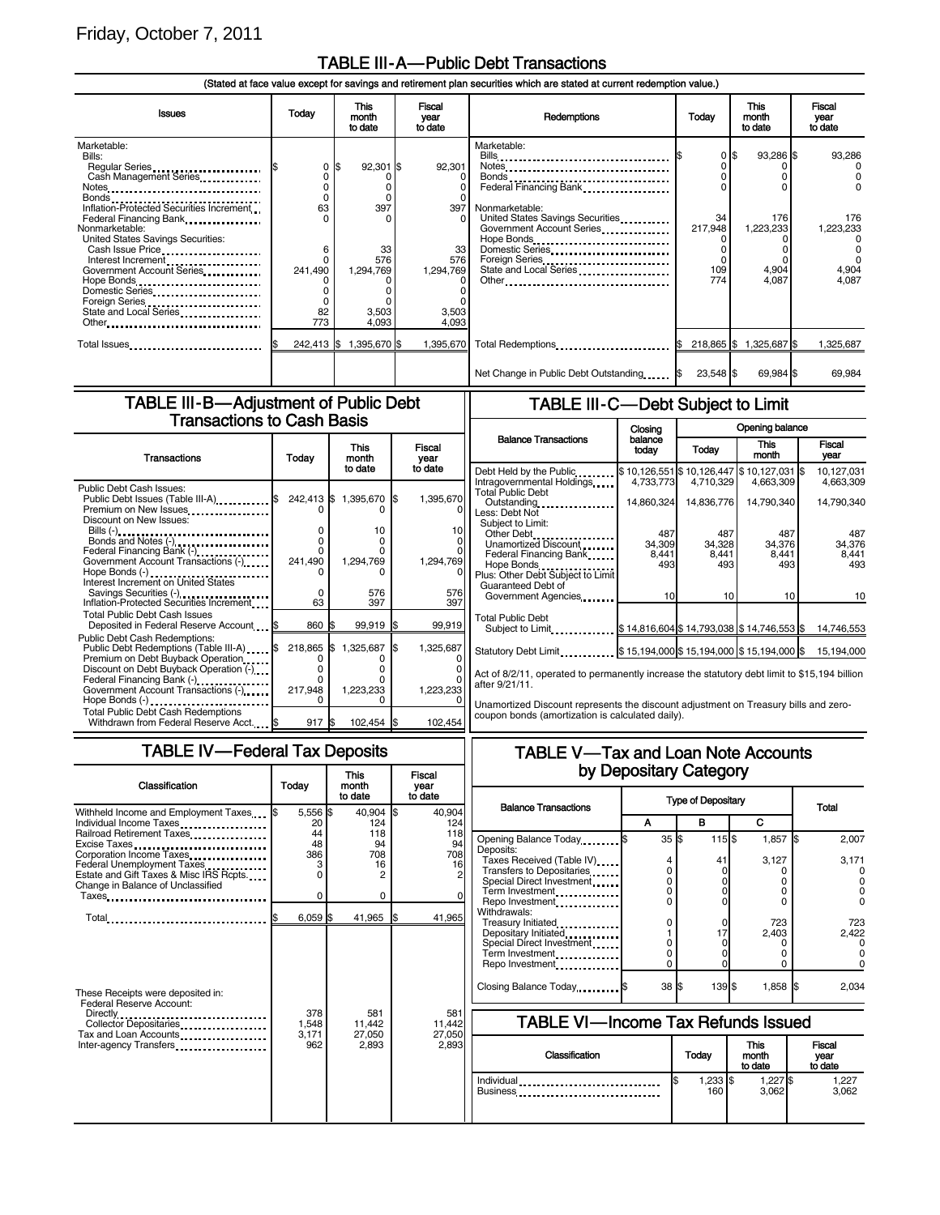Friday, October 7, 2011

## TABLE III-A—Public Debt Transactions

(Stated at face value except for savings and retirement plan securities which are stated at current redemption value.)

| Issues | Today | This month to date | Fiscal year to date |
|---|---|---|---|
| Marketable: | | | |
| Bills: | | | |
| Regular Series | $ 0 | $ 92,301 | $ 92,301 |
| Cash Management Series | 0 | 0 | 0 |
| Notes | 0 | 0 | 0 |
| Bonds | 0 | 0 | 0 |
| Inflation-Protected Securities Increment | 63 | 397 | 397 |
| Federal Financing Bank | 0 | 0 | 0 |
| Nonmarketable: | | | |
| United States Savings Securities: | | | |
| Cash Issue Price | 6 | 33 | 33 |
| Interest Increment | 0 | 576 | 576 |
| Government Account Series | 241,490 | 1,294,769 | 1,294,769 |
| Hope Bonds | 0 | 0 | 0 |
| Domestic Series | 0 | 0 | 0 |
| Foreign Series | 0 | 0 | 0 |
| State and Local Series | 82 | 3,503 | 3,503 |
| Other | 773 | 4,093 | 4,093 |
| Total Issues | $ 242,413 | $ 1,395,670 | $ 1,395,670 |

| Redemptions | Today | This month to date | Fiscal year to date |
|---|---|---|---|
| Marketable: | | | |
| Bills | $ 0 | $ 93,286 | $ 93,286 |
| Notes | 0 | 0 | 0 |
| Bonds | 0 | 0 | 0 |
| Federal Financing Bank | 0 | 0 | 0 |
| Nonmarketable: | | | |
| United States Savings Securities | 34 | 176 | 176 |
| Government Account Series | 217,948 | 1,223,233 | 1,223,233 |
| Hope Bonds | 0 | 0 | 0 |
| Domestic Series | 0 | 0 | 0 |
| Foreign Series | 0 | 0 | 0 |
| State and Local Series | 109 | 4,904 | 4,904 |
| Other | 774 | 4,087 | 4,087 |
| Total Redemptions | $ 218,865 | $ 1,325,687 | $ 1,325,687 |
| Net Change in Public Debt Outstanding | $ 23,548 | $ 69,984 | $ 69,984 |

## TABLE III-B—Adjustment of Public Debt Transactions to Cash Basis

| Transactions | Today | This month to date | Fiscal year to date |
|---|---|---|---|
| Public Debt Cash Issues: | | | |
| Public Debt Issues (Table III-A) | $ 242,413 | $ 1,395,670 | $ 1,395,670 |
| Premium on New Issues | 0 | 0 | 0 |
| Discount on New Issues: | | | |
| Bills (-) | 0 | 10 | 10 |
| Bonds and Notes (-) | 0 | 0 | 0 |
| Federal Financing Bank (-) | 0 | 0 | 0 |
| Government Account Transactions (-) | 241,490 | 1,294,769 | 1,294,769 |
| Hope Bonds (-) | 0 | 0 | 0 |
| Interest Increment on United States Savings Securities (-) | 0 | 576 | 576 |
| Inflation-Protected Securities Increment | 63 | 397 | 397 |
| Total Public Debt Cash Issues Deposited in Federal Reserve Account | $ 860 | $ 99,919 | $ 99,919 |
| Public Debt Cash Redemptions: | | | |
| Public Debt Redemptions (Table III-A) | $ 218,865 | $ 1,325,687 | $ 1,325,687 |
| Premium on Debt Buyback Operation | 0 | 0 | 0 |
| Discount on Debt Buyback Operation (-) | 0 | 0 | 0 |
| Federal Financing Bank (-) | 0 | 0 | 0 |
| Government Account Transactions (-) | 217,948 | 1,223,233 | 1,223,233 |
| Hope Bonds (-) | 0 | 0 | 0 |
| Total Public Debt Cash Redemptions Withdrawn from Federal Reserve Acct. | $ 917 | $ 102,454 | $ 102,454 |

## TABLE III-C—Debt Subject to Limit

| Balance Transactions | Closing balance today | Opening balance | | |
|---|---|---|---|---|
| | | Today | This month | Fiscal year |
| Debt Held by the Public | $ 10,126,551 | $ 10,126,447 | $ 10,127,031 | $ 10,127,031 |
| Intragovernmental Holdings | 4,733,773 | 4,710,329 | 4,663,309 | 4,663,309 |
| Total Public Debt Outstanding | 14,860,324 | 14,836,776 | 14,790,340 | 14,790,340 |
| Less: Debt Not Subject to Limit: | | | | |
| Other Debt | 487 | 487 | 487 | 487 |
| Unamortized Discount | 34,309 | 34,328 | 34,376 | 34,376 |
| Federal Financing Bank | 8,441 | 8,441 | 8,441 | 8,441 |
| Hope Bonds | 493 | 493 | 493 | 493 |
| Plus: Other Debt Subject to Limit | | | | |
| Guaranteed Debt of Government Agencies | 10 | 10 | 10 | 10 |
| Total Public Debt Subject to Limit | $ 14,816,604 | $ 14,793,038 | $ 14,746,553 | $ 14,746,553 |
| Statutory Debt Limit | $ 15,194,000 | $ 15,194,000 | $ 15,194,000 | $ 15,194,000 |

Act of 8/2/11, operated to permanently increase the statutory debt limit to $15,194 billion after 9/21/11.

Unamortized Discount represents the discount adjustment on Treasury bills and zero-coupon bonds (amortization is calculated daily).

## TABLE IV—Federal Tax Deposits

| Classification | Today | This month to date | Fiscal year to date |
|---|---|---|---|
| Withheld Income and Employment Taxes | $ 5,556 | $ 40,904 | $ 40,904 |
| Individual Income Taxes | 20 | 124 | 124 |
| Railroad Retirement Taxes | 44 | 118 | 118 |
| Excise Taxes | 48 | 94 | 94 |
| Corporation Income Taxes | 386 | 708 | 708 |
| Federal Unemployment Taxes | 3 | 16 | 16 |
| Estate and Gift Taxes & Misc IRS Rcpts. | 0 | 2 | 2 |
| Change in Balance of Unclassified Taxes | 0 | 0 | 0 |
| Total | $ 6,059 | $ 41,965 | $ 41,965 |
| These Receipts were deposited in: | | | |
| Federal Reserve Account: | | | |
| Directly | 378 | 581 | 581 |
| Collector Depositaries | 1,548 | 11,442 | 11,442 |
| Tax and Loan Accounts | 3,171 | 27,050 | 27,050 |
| Inter-agency Transfers | 962 | 2,893 | 2,893 |

## TABLE V—Tax and Loan Note Accounts by Depositary Category

| Balance Transactions | Type of Depositary | | | Total |
|---|---|---|---|---|
| | A | B | C | |
| Opening Balance Today | $ 35 | $ 115 | $ 1,857 | $ 2,007 |
| Deposits: | | | | |
| Taxes Received (Table IV) | 4 | 41 | 3,127 | 3,171 |
| Transfers to Depositaries | 0 | 0 | 0 | 0 |
| Special Direct Investment | 0 | 0 | 0 | 0 |
| Term Investment | 0 | 0 | 0 | 0 |
| Repo Investment | 0 | 0 | 0 | 0 |
| Withdrawals: | | | | |
| Treasury Initiated | 0 | 0 | 723 | 723 |
| Depositary Initiated | 1 | 17 | 2,403 | 2,422 |
| Special Direct Investment | 0 | 0 | 0 | 0 |
| Term Investment | 0 | 0 | 0 | 0 |
| Repo Investment | 0 | 0 | 0 | 0 |
| Closing Balance Today | $ 38 | $ 139 | $ 1,858 | $ 2,034 |

## TABLE VI—Income Tax Refunds Issued

| Classification | Today | This month to date | Fiscal year to date |
|---|---|---|---|
| Individual | $ 1,233 | $ 1,227 | $ 1,227 |
| Business | 160 | 3,062 | 3,062 |